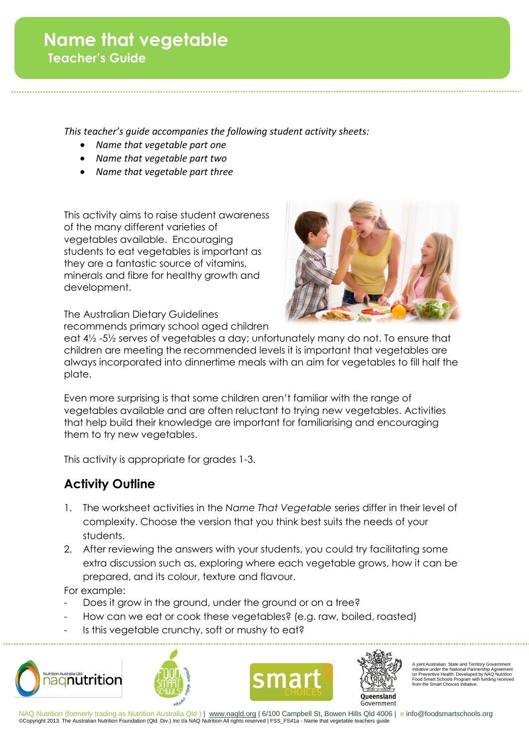# Name that vegetable

## Teacher's Guide

*This teacher's guide accompanies the following student activity sheets:*

- *Name that vegetable part one*
- *Name that vegetable part two*
- *Name that vegetable part three*

This activity aims to raise student awareness of the many different varieties of vegetables available. Encouraging students to eat vegetables is important as they are a fantastic source of vitamins, minerals and fibre for healthy growth and development.

The Australian Dietary Guidelines recommends primary school aged children eat 4½ -5½ serves of vegetables a day; unfortunately many do not. To ensure that children are meeting the recommended levels it is important that vegetables are always incorporated into dinnertime meals with an aim for vegetables to fill half the plate.

Even more surprising is that some children aren't familiar with the range of vegetables available and are often reluctant to trying new vegetables. Activities that help build their knowledge are important for familiarising and encouraging them to try new vegetables.

This activity is appropriate for grades 1-3.

## Activity Outline

1. The worksheet activities in the *Name That Vegetable* series differ in their level of complexity. Choose the version that you think best suits the needs of your students.
2. After reviewing the answers with your students, you could try facilitating some extra discussion such as, exploring where each vegetable grows, how it can be prepared, and its colour, texture and flavour.

For example:

- Does it grow in the ground, under the ground or on a tree?
- How can we eat or cook these vegetables? (e.g. raw, boiled, roasted)
- Is this vegetable crunchy, soft or mushy to eat?

A joint Australian, State and Territory Government initiative under the National Partnership Agreement on Preventive Health. Developed by NAQ Nutrition Food Smart Schools Program with funding received from the Smart Choices Initiative.

NAQ Nutrition (formerly trading as Nutrition Australia Qld ) | www.naqld.org | 6/100 Campbell St, Bowen Hills Qld 4006 | e info@foodsmartschools.org
©Copyright 2013. The Australian Nutrition Foundation (Qld. Div.) Inc t/a NAQ Nutrition All rights reserved | FSS_FS41a - Name that vegetable teachers guide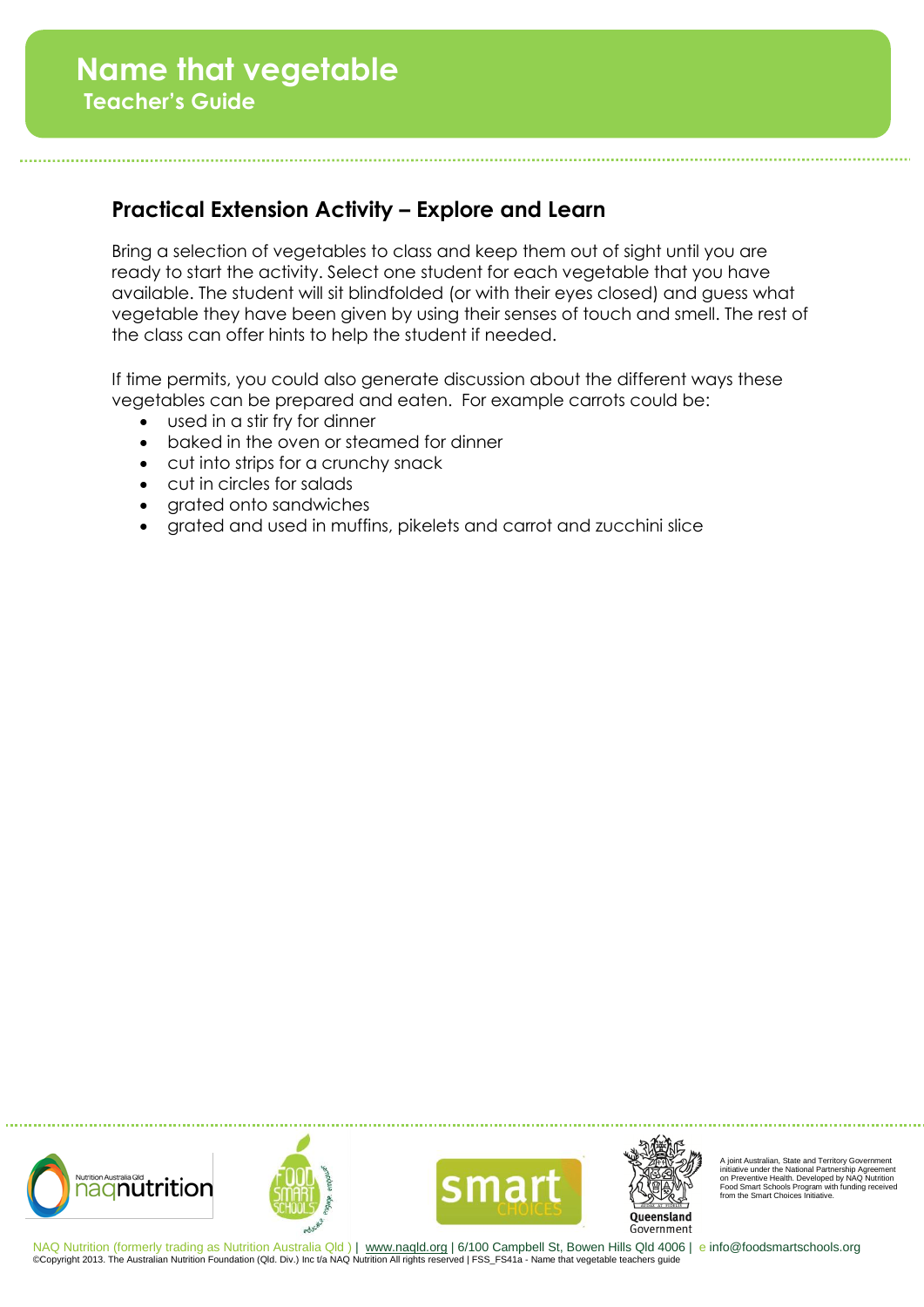# Name that vegetable

## Teacher's Guide

### Practical Extension Activity – Explore and Learn

Bring a selection of vegetables to class and keep them out of sight until you are ready to start the activity. Select one student for each vegetable that you have available. The student will sit blindfolded (or with their eyes closed) and guess what vegetable they have been given by using their senses of touch and smell. The rest of the class can offer hints to help the student if needed.

If time permits, you could also generate discussion about the different ways these vegetables can be prepared and eaten. For example carrots could be:

- used in a stir fry for dinner
- baked in the oven or steamed for dinner
- cut into strips for a crunchy snack
- cut in circles for salads
- grated onto sandwiches
- grated and used in muffins, pikelets and carrot and zucchini slice

A joint Australian, State and Territory Government initiative under the National Partnership Agreement on Preventive Health. Developed by NAQ Nutrition Food Smart Schools Program with funding received from the Smart Choices Initiative.

NAQ Nutrition (formerly trading as Nutrition Australia Qld ) | www.naqld.org | 6/100 Campbell St, Bowen Hills Qld 4006 | e info@foodsmartschools.org
©Copyright 2013. The Australian Nutrition Foundation (Qld. Div.) Inc t/a NAQ Nutrition All rights reserved | FSS_FS41a - Name that vegetable teachers guide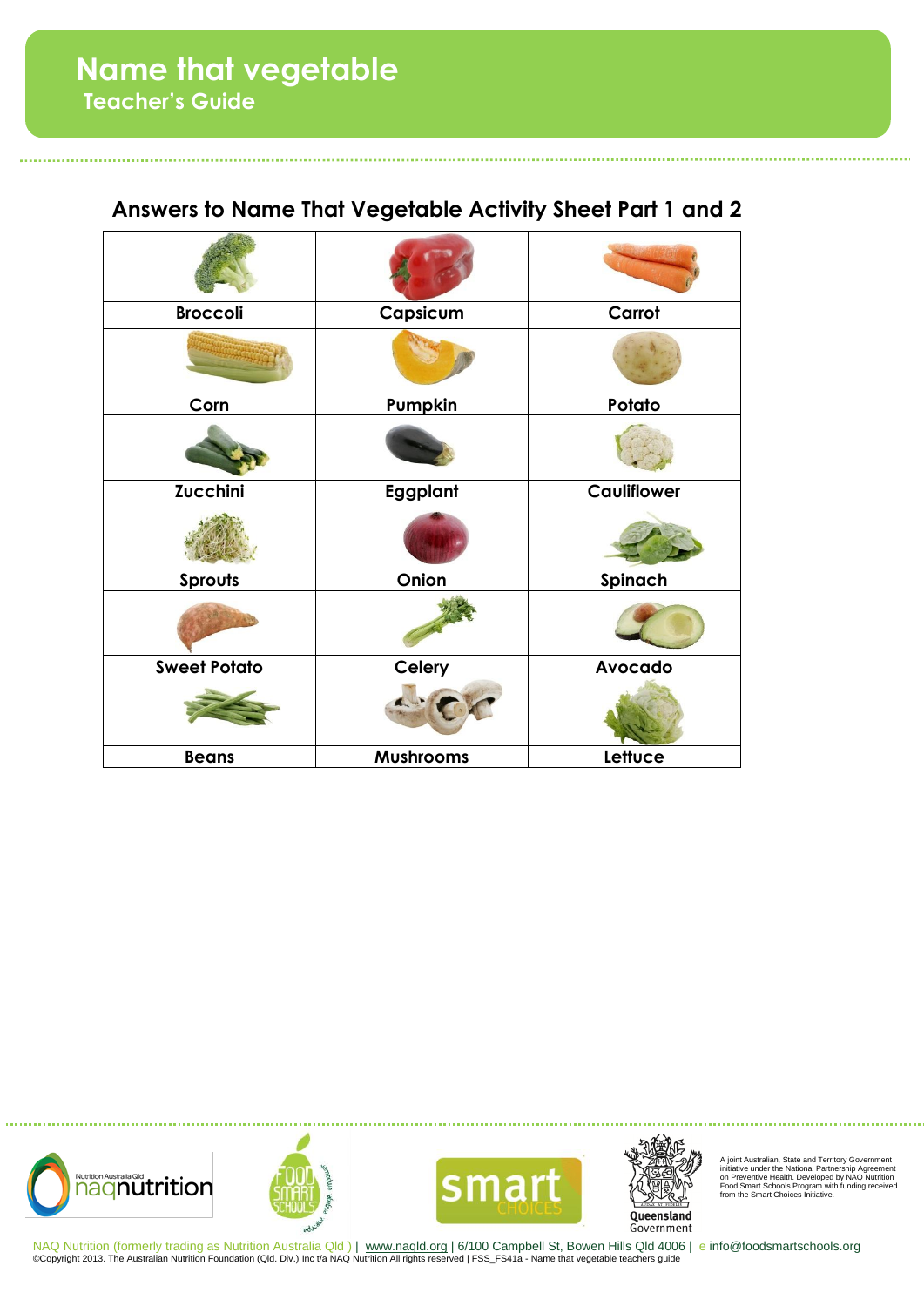# Name that vegetable

## Teacher's Guide

### Answers to Name That Vegetable Activity Sheet Part 1 and 2

| | | |
|---|---|---|
| **Broccoli** | **Capsicum** | **Carrot** |
| **Corn** | **Pumpkin** | **Potato** |
| **Zucchini** | **Eggplant** | **Cauliflower** |
| **Sprouts** | **Onion** | **Spinach** |
| **Sweet Potato** | **Celery** | **Avocado** |
| **Beans** | **Mushrooms** | **Lettuce** |

A joint Australian, State and Territory Government initiative under the National Partnership Agreement on Preventive Health. Developed by NAQ Nutrition Food Smart Schools Program with funding received from the Smart Choices Initiative.

NAQ Nutrition (formerly trading as Nutrition Australia Qld ) | www.naqld.org | 6/100 Campbell St, Bowen Hills Qld 4006 | e info@foodsmartschools.org
©Copyright 2013. The Australian Nutrition Foundation (Qld. Div.) Inc t/a NAQ Nutrition All rights reserved | FSS_FS41a - Name that vegetable teachers guide